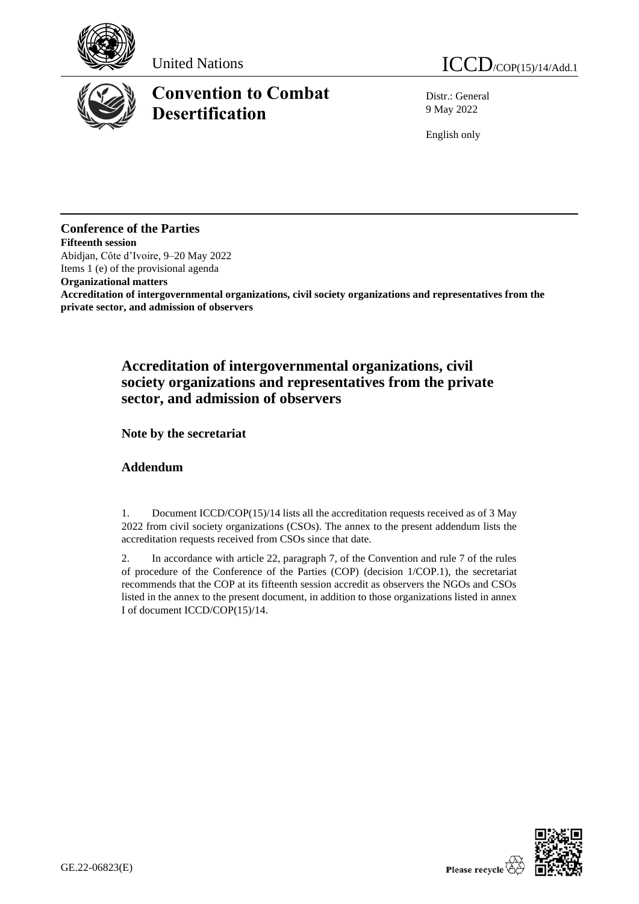United Nations

ICCD/COP(15)/14/Add.1

# Convention to Combat Desertification

Distr.: General
9 May 2022

English only

**Conference of the Parties**
**Fifteenth session**
Abidjan, Côte d'Ivoire, 9–20 May 2022
Items 1 (e) of the provisional agenda
**Organizational matters**
**Accreditation of intergovernmental organizations, civil society organizations and representatives from the private sector, and admission of observers**

## Accreditation of intergovernmental organizations, civil society organizations and representatives from the private sector, and admission of observers

### Note by the secretariat

### Addendum

1. Document ICCD/COP(15)/14 lists all the accreditation requests received as of 3 May 2022 from civil society organizations (CSOs). The annex to the present addendum lists the accreditation requests received from CSOs since that date.

2. In accordance with article 22, paragraph 7, of the Convention and rule 7 of the rules of procedure of the Conference of the Parties (COP) (decision 1/COP.1), the secretariat recommends that the COP at its fifteenth session accredit as observers the NGOs and CSOs listed in the annex to the present document, in addition to those organizations listed in annex I of document ICCD/COP(15)/14.

GE.22-06823(E)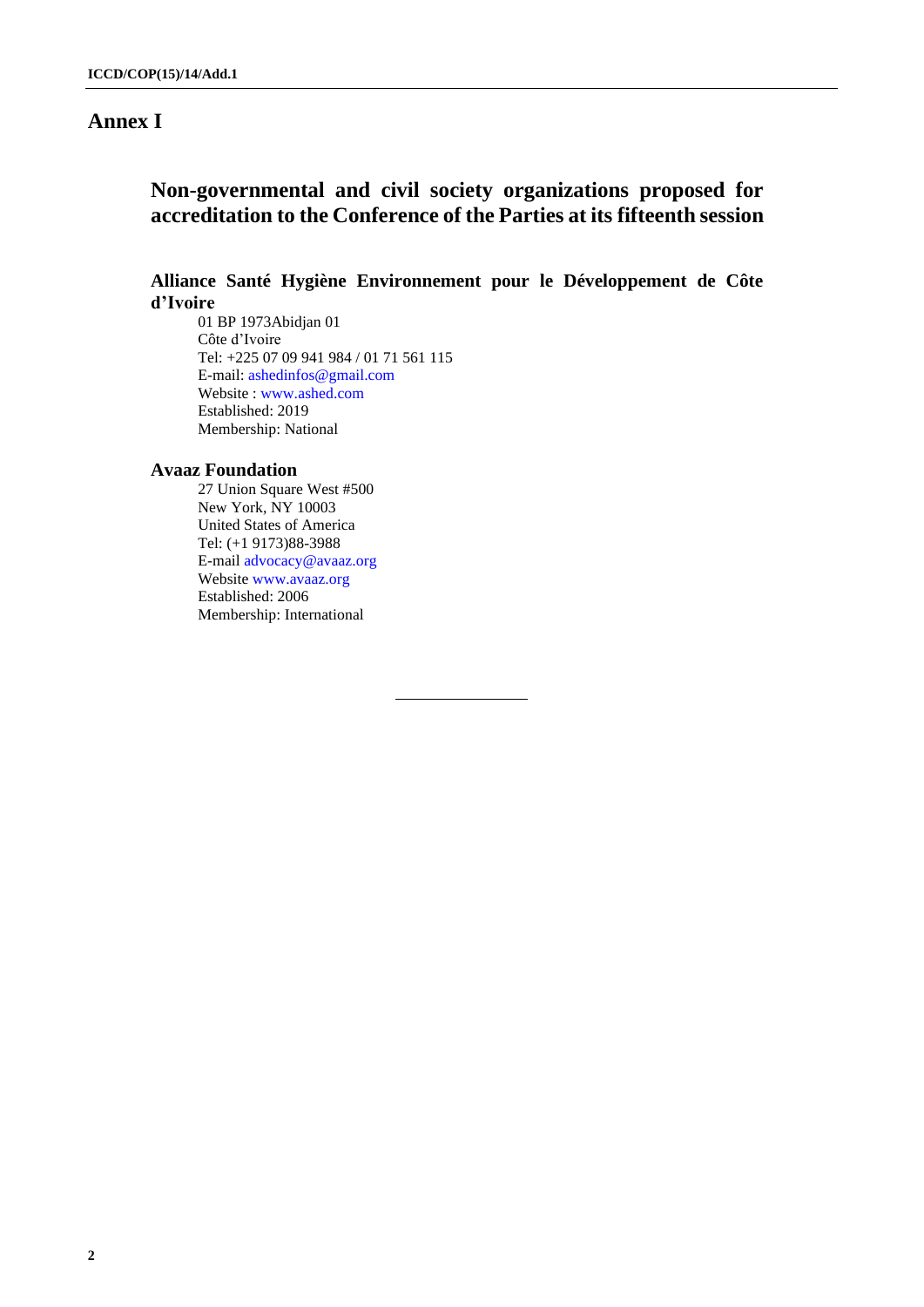# Annex I

## Non-governmental and civil society organizations proposed for accreditation to the Conference of the Parties at its fifteenth session

### Alliance Santé Hygiène Environnement pour le Développement de Côte d'Ivoire

01 BP 1973Abidjan 01
Côte d'Ivoire
Tel: +225 07 09 941 984 / 01 71 561 115
E-mail: ashedinfos@gmail.com
Website : www.ashed.com
Established: 2019
Membership: National

### Avaaz Foundation

27 Union Square West #500
New York, NY 10003
United States of America
Tel: (+1 9173)88-3988
E-mail advocacy@avaaz.org
Website www.avaaz.org
Established: 2006
Membership: International